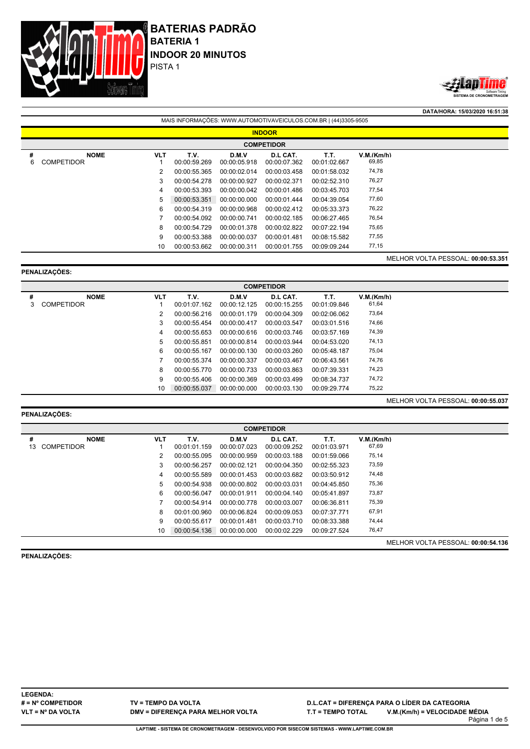# BATERIAS PADRÃO

## BATERIA 1

## INDOOR 20 MINUTOS

PISTA 1

**DATA/HORA: 15/03/2020 16:51:38**

MAIS INFORMAÇÕES: WWW.AUTOMOTIVAVEICULOS.COM.BR | (44)3305-9505

**INDOOR**

**COMPETIDOR**

| # | NOME | VLT | T.V. | D.M.V | D.L CAT. | T.T. | V.M.(Km/h) |
|---|---|---|---|---|---|---|---|
| 6 | COMPETIDOR | 1 | 00:00:59.269 | 00:00:05.918 | 00:00:07.362 | 00:01:02.667 | 69,85 |
| | | 2 | 00:00:55.365 | 00:00:02.014 | 00:00:03.458 | 00:01:58.032 | 74,78 |
| | | 3 | 00:00:54.278 | 00:00:00.927 | 00:00:02.371 | 00:02:52.310 | 76,27 |
| | | 4 | 00:00:53.393 | 00:00:00.042 | 00:00:01.486 | 00:03:45.703 | 77,54 |
| | | 5 | 00:00:53.351 | 00:00:00.000 | 00:00:01.444 | 00:04:39.054 | 77,60 |
| | | 6 | 00:00:54.319 | 00:00:00.968 | 00:00:02.412 | 00:05:33.373 | 76,22 |
| | | 7 | 00:00:54.092 | 00:00:00.741 | 00:00:02.185 | 00:06:27.465 | 76,54 |
| | | 8 | 00:00:54.729 | 00:00:01.378 | 00:00:02.822 | 00:07:22.194 | 75,65 |
| | | 9 | 00:00:53.388 | 00:00:00.037 | 00:00:01.481 | 00:08:15.582 | 77,55 |
| | | 10 | 00:00:53.662 | 00:00:00.311 | 00:00:01.755 | 00:09:09.244 | 77,15 |

MELHOR VOLTA PESSOAL: **00:00:53.351**

**PENALIZAÇÕES:**

**COMPETIDOR**

| # | NOME | VLT | T.V. | D.M.V | D.L CAT. | T.T. | V.M.(Km/h) |
|---|---|---|---|---|---|---|---|
| 3 | COMPETIDOR | 1 | 00:01:07.162 | 00:00:12.125 | 00:00:15.255 | 00:01:09.846 | 61,64 |
| | | 2 | 00:00:56.216 | 00:00:01.179 | 00:00:04.309 | 00:02:06.062 | 73,64 |
| | | 3 | 00:00:55.454 | 00:00:00.417 | 00:00:03.547 | 00:03:01.516 | 74,66 |
| | | 4 | 00:00:55.653 | 00:00:00.616 | 00:00:03.746 | 00:03:57.169 | 74,39 |
| | | 5 | 00:00:55.851 | 00:00:00.814 | 00:00:03.944 | 00:04:53.020 | 74,13 |
| | | 6 | 00:00:55.167 | 00:00:00.130 | 00:00:03.260 | 00:05:48.187 | 75,04 |
| | | 7 | 00:00:55.374 | 00:00:00.337 | 00:00:03.467 | 00:06:43.561 | 74,76 |
| | | 8 | 00:00:55.770 | 00:00:00.733 | 00:00:03.863 | 00:07:39.331 | 74,23 |
| | | 9 | 00:00:55.406 | 00:00:00.369 | 00:00:03.499 | 00:08:34.737 | 74,72 |
| | | 10 | 00:00:55.037 | 00:00:00.000 | 00:00:03.130 | 00:09:29.774 | 75,22 |

MELHOR VOLTA PESSOAL: **00:00:55.037**

**PENALIZAÇÕES:**

**COMPETIDOR**

| # | NOME | VLT | T.V. | D.M.V | D.L CAT. | T.T. | V.M.(Km/h) |
|---|---|---|---|---|---|---|---|
| 13 | COMPETIDOR | 1 | 00:01:01.159 | 00:00:07.023 | 00:00:09.252 | 00:01:03.971 | 67,69 |
| | | 2 | 00:00:55.095 | 00:00:00.959 | 00:00:03.188 | 00:01:59.066 | 75,14 |
| | | 3 | 00:00:56.257 | 00:00:02.121 | 00:00:04.350 | 00:02:55.323 | 73,59 |
| | | 4 | 00:00:55.589 | 00:00:01.453 | 00:00:03.682 | 00:03:50.912 | 74,48 |
| | | 5 | 00:00:54.938 | 00:00:00.802 | 00:00:03.031 | 00:04:45.850 | 75,36 |
| | | 6 | 00:00:56.047 | 00:00:01.911 | 00:00:04.140 | 00:05:41.897 | 73,87 |
| | | 7 | 00:00:54.914 | 00:00:00.778 | 00:00:03.007 | 00:06:36.811 | 75,39 |
| | | 8 | 00:01:00.960 | 00:00:06.824 | 00:00:09.053 | 00:07:37.771 | 67,91 |
| | | 9 | 00:00:55.617 | 00:00:01.481 | 00:00:03.710 | 00:08:33.388 | 74,44 |
| | | 10 | 00:00:54.136 | 00:00:00.000 | 00:00:02.229 | 00:09:27.524 | 76,47 |

MELHOR VOLTA PESSOAL: **00:00:54.136**

**PENALIZAÇÕES:**

**LEGENDA:**

**# = Nº COMPETIDOR** | **TV = TEMPO DA VOLTA** | **D.L.CAT = DIFERENÇA PARA O LÍDER DA CATEGORIA**

**VLT = Nº DA VOLTA** | **DMV = DIFERENÇA PARA MELHOR VOLTA** | **T.T = TEMPO TOTAL** | **V.M.(Km/h) = VELOCIDADE MÉDIA**

LAPTIME - SISTEMA DE CRONOMETRAGEM - DESENVOLVIDO POR SISECOM SISTEMAS - WWW.LAPTIME.COM.BR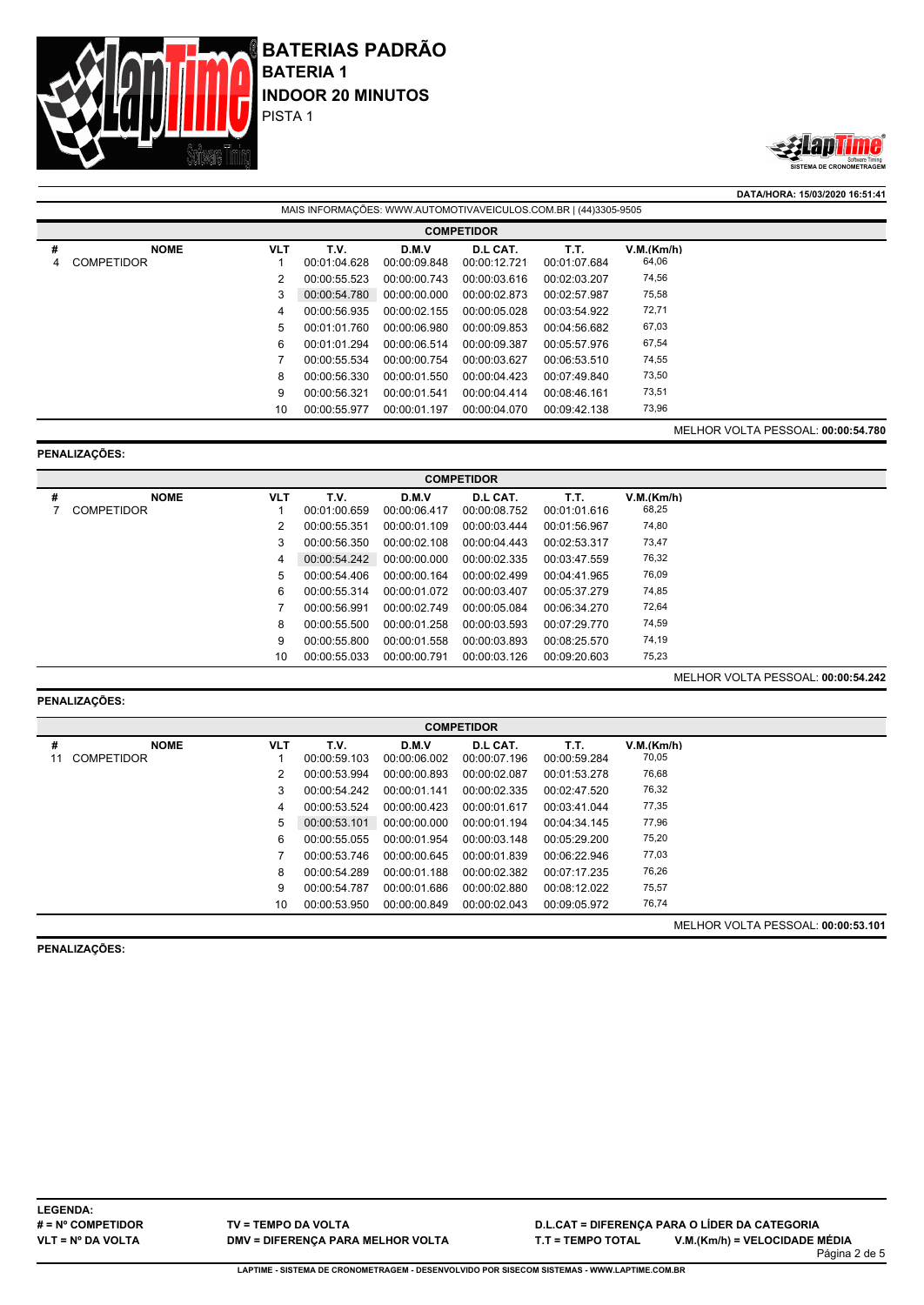# BATERIAS PADRÃO

## BATERIA 1

## INDOOR 20 MINUTOS

PISTA 1

**DATA/HORA: 15/03/2020 16:51:41**

MAIS INFORMAÇÕES: WWW.AUTOMOTIVAVEICULOS.COM.BR | (44)3305-9505

**COMPETIDOR**

| # | NOME | VLT | T.V. | D.M.V | D.L CAT. | T.T. | V.M.(Km/h) |
|---|---|---|---|---|---|---|---|
| 4 | COMPETIDOR | 1 | 00:01:04.628 | 00:00:09.848 | 00:00:12.721 | 00:01:07.684 | 64,06 |
| | | 2 | 00:00:55.523 | 00:00:00.743 | 00:00:03.616 | 00:02:03.207 | 74,56 |
| | | 3 | 00:00:54.780 | 00:00:00.000 | 00:00:02.873 | 00:02:57.987 | 75,58 |
| | | 4 | 00:00:56.935 | 00:00:02.155 | 00:00:05.028 | 00:03:54.922 | 72,71 |
| | | 5 | 00:01:01.760 | 00:00:06.980 | 00:00:09.853 | 00:04:56.682 | 67,03 |
| | | 6 | 00:01:01.294 | 00:00:06.514 | 00:00:09.387 | 00:05:57.976 | 67,54 |
| | | 7 | 00:00:55.534 | 00:00:00.754 | 00:00:03.627 | 00:06:53.510 | 74,55 |
| | | 8 | 00:00:56.330 | 00:00:01.550 | 00:00:04.423 | 00:07:49.840 | 73,50 |
| | | 9 | 00:00:56.321 | 00:00:01.541 | 00:00:04.414 | 00:08:46.161 | 73,51 |
| | | 10 | 00:00:55.977 | 00:00:01.197 | 00:00:04.070 | 00:09:42.138 | 73,96 |

MELHOR VOLTA PESSOAL: **00:00:54.780**

**PENALIZAÇÕES:**

**COMPETIDOR**

| # | NOME | VLT | T.V. | D.M.V | D.L CAT. | T.T. | V.M.(Km/h) |
|---|---|---|---|---|---|---|---|
| 7 | COMPETIDOR | 1 | 00:01:00.659 | 00:00:06.417 | 00:00:08.752 | 00:01:01.616 | 68,25 |
| | | 2 | 00:00:55.351 | 00:00:01.109 | 00:00:03.444 | 00:01:56.967 | 74,80 |
| | | 3 | 00:00:56.350 | 00:00:02.108 | 00:00:04.443 | 00:02:53.317 | 73,47 |
| | | 4 | 00:00:54.242 | 00:00:00.000 | 00:00:02.335 | 00:03:47.559 | 76,32 |
| | | 5 | 00:00:54.406 | 00:00:00.164 | 00:00:02.499 | 00:04:41.965 | 76,09 |
| | | 6 | 00:00:55.314 | 00:00:01.072 | 00:00:03.407 | 00:05:37.279 | 74,85 |
| | | 7 | 00:00:56.991 | 00:00:02.749 | 00:00:05.084 | 00:06:34.270 | 72,64 |
| | | 8 | 00:00:55.500 | 00:00:01.258 | 00:00:03.593 | 00:07:29.770 | 74,59 |
| | | 9 | 00:00:55.800 | 00:00:01.558 | 00:00:03.893 | 00:08:25.570 | 74,19 |
| | | 10 | 00:00:55.033 | 00:00:00.791 | 00:00:03.126 | 00:09:20.603 | 75,23 |

MELHOR VOLTA PESSOAL: **00:00:54.242**

**PENALIZAÇÕES:**

**COMPETIDOR**

| # | NOME | VLT | T.V. | D.M.V | D.L CAT. | T.T. | V.M.(Km/h) |
|---|---|---|---|---|---|---|---|
| 11 | COMPETIDOR | 1 | 00:00:59.103 | 00:00:06.002 | 00:00:07.196 | 00:00:59.284 | 70,05 |
| | | 2 | 00:00:53.994 | 00:00:00.893 | 00:00:02.087 | 00:01:53.278 | 76,68 |
| | | 3 | 00:00:54.242 | 00:00:01.141 | 00:00:02.335 | 00:02:47.520 | 76,32 |
| | | 4 | 00:00:53.524 | 00:00:00.423 | 00:00:01.617 | 00:03:41.044 | 77,35 |
| | | 5 | 00:00:53.101 | 00:00:00.000 | 00:00:01.194 | 00:04:34.145 | 77,96 |
| | | 6 | 00:00:55.055 | 00:00:01.954 | 00:00:03.148 | 00:05:29.200 | 75,20 |
| | | 7 | 00:00:53.746 | 00:00:00.645 | 00:00:01.839 | 00:06:22.946 | 77,03 |
| | | 8 | 00:00:54.289 | 00:00:01.188 | 00:00:02.382 | 00:07:17.235 | 76,26 |
| | | 9 | 00:00:54.787 | 00:00:01.686 | 00:00:02.880 | 00:08:12.022 | 75,57 |
| | | 10 | 00:00:53.950 | 00:00:00.849 | 00:00:02.043 | 00:09:05.972 | 76,74 |

MELHOR VOLTA PESSOAL: **00:00:53.101**

**PENALIZAÇÕES:**

**LEGENDA:**
**# = Nº COMPETIDOR** | **TV = TEMPO DA VOLTA** | **D.L.CAT = DIFERENÇA PARA O LÍDER DA CATEGORIA**
**VLT = Nº DA VOLTA** | **DMV = DIFERENÇA PARA MELHOR VOLTA** | **T.T = TEMPO TOTAL** | **V.M.(Km/h) = VELOCIDADE MÉDIA**

**LAPTIME - SISTEMA DE CRONOMETRAGEM - DESENVOLVIDO POR SISECOM SISTEMAS - WWW.LAPTIME.COM.BR**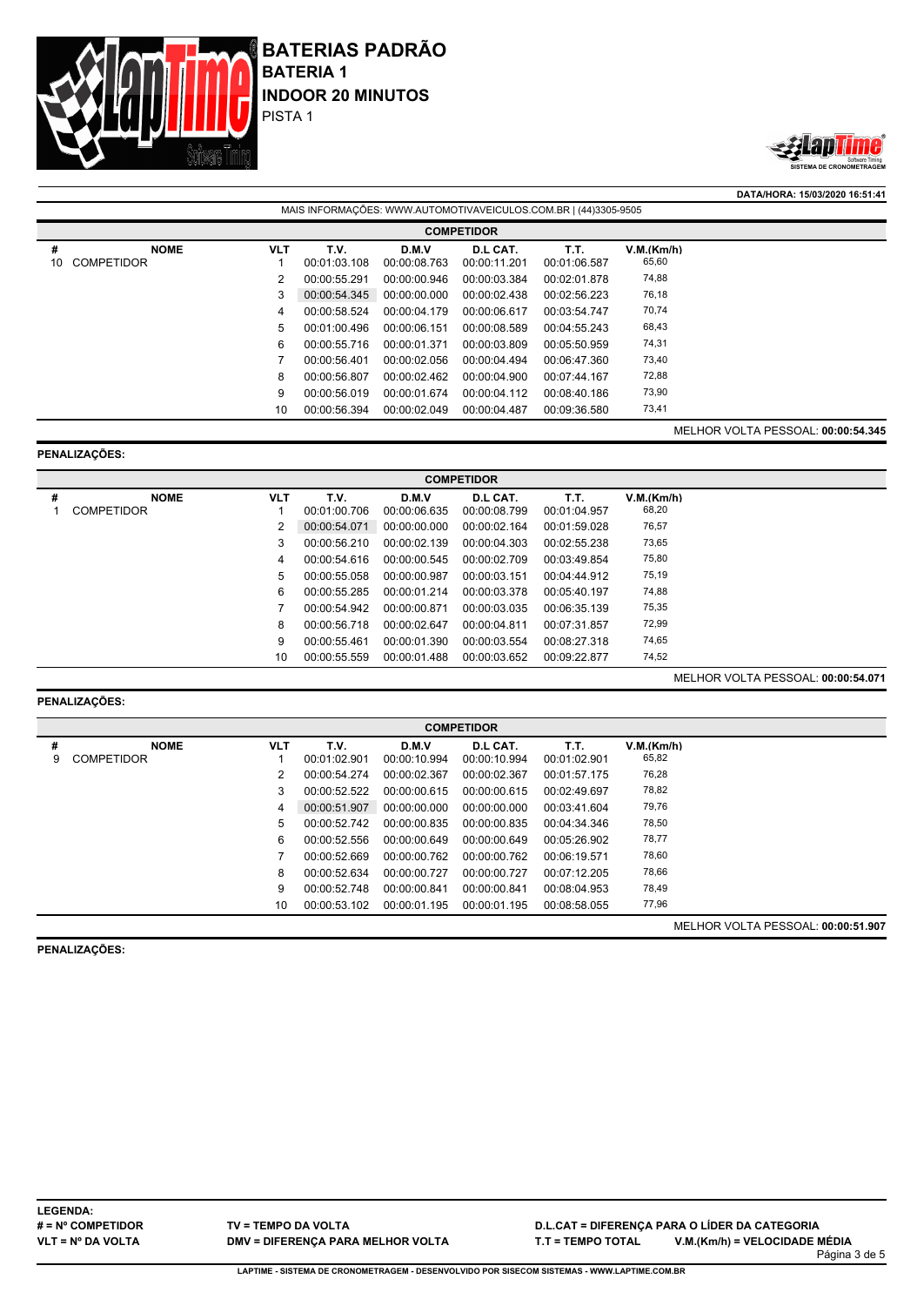# BATERIAS PADRÃO

**BATERIA 1**

**INDOOR 20 MINUTOS**

PISTA 1

**DATA/HORA: 15/03/2020 16:51:41**

MAIS INFORMAÇÕES: WWW.AUTOMOTIVAVEICULOS.COM.BR | (44)3305-9505

**COMPETIDOR**

| # | NOME | VLT | T.V. | D.M.V | D.L CAT. | T.T. | V.M.(Km/h) |
|---|---|---|---|---|---|---|---|
| 10 | COMPETIDOR | 1 | 00:01:03.108 | 00:00:08.763 | 00:00:11.201 | 00:01:06.587 | 65,60 |
| | | 2 | 00:00:55.291 | 00:00:00.946 | 00:00:03.384 | 00:02:01.878 | 74,88 |
| | | 3 | 00:00:54.345 | 00:00:00.000 | 00:00:02.438 | 00:02:56.223 | 76,18 |
| | | 4 | 00:00:58.524 | 00:00:04.179 | 00:00:06.617 | 00:03:54.747 | 70,74 |
| | | 5 | 00:01:00.496 | 00:00:06.151 | 00:00:08.589 | 00:04:55.243 | 68,43 |
| | | 6 | 00:00:55.716 | 00:00:01.371 | 00:00:03.809 | 00:05:50.959 | 74,31 |
| | | 7 | 00:00:56.401 | 00:00:02.056 | 00:00:04.494 | 00:06:47.360 | 73,40 |
| | | 8 | 00:00:56.807 | 00:00:02.462 | 00:00:04.900 | 00:07:44.167 | 72,88 |
| | | 9 | 00:00:56.019 | 00:00:01.674 | 00:00:04.112 | 00:08:40.186 | 73,90 |
| | | 10 | 00:00:56.394 | 00:00:02.049 | 00:00:04.487 | 00:09:36.580 | 73,41 |

MELHOR VOLTA PESSOAL: **00:00:54.345**

**PENALIZAÇÕES:**

**COMPETIDOR**

| # | NOME | VLT | T.V. | D.M.V | D.L CAT. | T.T. | V.M.(Km/h) |
|---|---|---|---|---|---|---|---|
| 1 | COMPETIDOR | 1 | 00:01:00.706 | 00:00:06.635 | 00:00:08.799 | 00:01:04.957 | 68,20 |
| | | 2 | 00:00:54.071 | 00:00:00.000 | 00:00:02.164 | 00:01:59.028 | 76,57 |
| | | 3 | 00:00:56.210 | 00:00:02.139 | 00:00:04.303 | 00:02:55.238 | 73,65 |
| | | 4 | 00:00:54.616 | 00:00:00.545 | 00:00:02.709 | 00:03:49.854 | 75,80 |
| | | 5 | 00:00:55.058 | 00:00:00.987 | 00:00:03.151 | 00:04:44.912 | 75,19 |
| | | 6 | 00:00:55.285 | 00:00:01.214 | 00:00:03.378 | 00:05:40.197 | 74,88 |
| | | 7 | 00:00:54.942 | 00:00:00.871 | 00:00:03.035 | 00:06:35.139 | 75,35 |
| | | 8 | 00:00:56.718 | 00:00:02.647 | 00:00:04.811 | 00:07:31.857 | 72,99 |
| | | 9 | 00:00:55.461 | 00:00:01.390 | 00:00:03.554 | 00:08:27.318 | 74,65 |
| | | 10 | 00:00:55.559 | 00:00:01.488 | 00:00:03.652 | 00:09:22.877 | 74,52 |

MELHOR VOLTA PESSOAL: **00:00:54.071**

**PENALIZAÇÕES:**

**COMPETIDOR**

| # | NOME | VLT | T.V. | D.M.V | D.L CAT. | T.T. | V.M.(Km/h) |
|---|---|---|---|---|---|---|---|
| 9 | COMPETIDOR | 1 | 00:01:02.901 | 00:00:10.994 | 00:00:10.994 | 00:01:02.901 | 65,82 |
| | | 2 | 00:00:54.274 | 00:00:02.367 | 00:00:02.367 | 00:01:57.175 | 76,28 |
| | | 3 | 00:00:52.522 | 00:00:00.615 | 00:00:00.615 | 00:02:49.697 | 78,82 |
| | | 4 | 00:00:51.907 | 00:00:00.000 | 00:00:00.000 | 00:03:41.604 | 79,76 |
| | | 5 | 00:00:52.742 | 00:00:00.835 | 00:00:00.835 | 00:04:34.346 | 78,50 |
| | | 6 | 00:00:52.556 | 00:00:00.649 | 00:00:00.649 | 00:05:26.902 | 78,77 |
| | | 7 | 00:00:52.669 | 00:00:00.762 | 00:00:00.762 | 00:06:19.571 | 78,60 |
| | | 8 | 00:00:52.634 | 00:00:00.727 | 00:00:00.727 | 00:07:12.205 | 78,66 |
| | | 9 | 00:00:52.748 | 00:00:00.841 | 00:00:00.841 | 00:08:04.953 | 78,49 |
| | | 10 | 00:00:53.102 | 00:00:01.195 | 00:00:01.195 | 00:08:58.055 | 77,96 |

MELHOR VOLTA PESSOAL: **00:00:51.907**

**PENALIZAÇÕES:**

**LEGENDA:**

**# = Nº COMPETIDOR** — **TV = TEMPO DA VOLTA** — **D.L.CAT = DIFERENÇA PARA O LÍDER DA CATEGORIA**

**VLT = Nº DA VOLTA** — **DMV = DIFERENÇA PARA MELHOR VOLTA** — **T.T = TEMPO TOTAL** — **V.M.(Km/h) = VELOCIDADE MÉDIA**

**LAPTIME - SISTEMA DE CRONOMETRAGEM - DESENVOLVIDO POR SISECOM SISTEMAS - WWW.LAPTIME.COM.BR**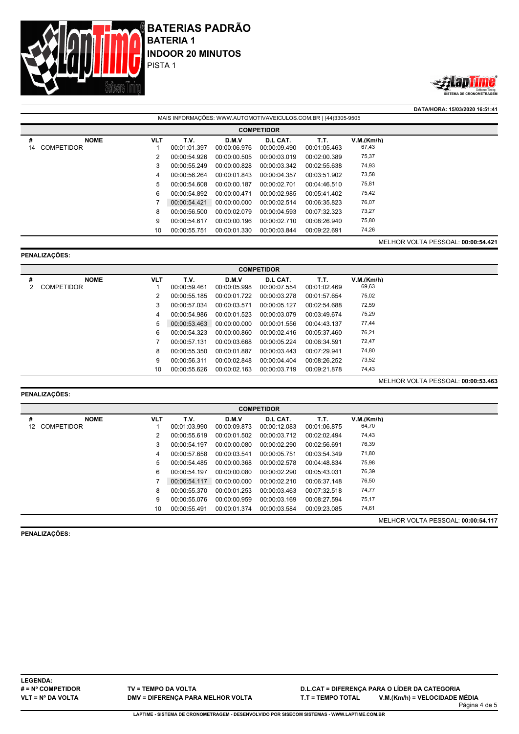# BATERIAS PADRÃO

## BATERIA 1

## INDOOR 20 MINUTOS

PISTA 1

**DATA/HORA: 15/03/2020 16:51:41**

MAIS INFORMAÇÕES: WWW.AUTOMOTIVAVEICULOS.COM.BR | (44)3305-9505

**COMPETIDOR**

| # | NOME | VLT | T.V. | D.M.V | D.L CAT. | T.T. | V.M.(Km/h) |
|---|---|---|---|---|---|---|---|
| 14 | COMPETIDOR | 1 | 00:01:01.397 | 00:00:06.976 | 00:00:09.490 | 00:01:05.463 | 67,43 |
| | | 2 | 00:00:54.926 | 00:00:00.505 | 00:00:03.019 | 00:02:00.389 | 75,37 |
| | | 3 | 00:00:55.249 | 00:00:00.828 | 00:00:03.342 | 00:02:55.638 | 74,93 |
| | | 4 | 00:00:56.264 | 00:00:01.843 | 00:00:04.357 | 00:03:51.902 | 73,58 |
| | | 5 | 00:00:54.608 | 00:00:00.187 | 00:00:02.701 | 00:04:46.510 | 75,81 |
| | | 6 | 00:00:54.892 | 00:00:00.471 | 00:00:02.985 | 00:05:41.402 | 75,42 |
| | | 7 | 00:00:54.421 | 00:00:00.000 | 00:00:02.514 | 00:06:35.823 | 76,07 |
| | | 8 | 00:00:56.500 | 00:00:02.079 | 00:00:04.593 | 00:07:32.323 | 73,27 |
| | | 9 | 00:00:54.617 | 00:00:00.196 | 00:00:02.710 | 00:08:26.940 | 75,80 |
| | | 10 | 00:00:55.751 | 00:00:01.330 | 00:00:03.844 | 00:09:22.691 | 74,26 |

MELHOR VOLTA PESSOAL: **00:00:54.421**

**PENALIZAÇÕES:**

**COMPETIDOR**

| # | NOME | VLT | T.V. | D.M.V | D.L CAT. | T.T. | V.M.(Km/h) |
|---|---|---|---|---|---|---|---|
| 2 | COMPETIDOR | 1 | 00:00:59.461 | 00:00:05.998 | 00:00:07.554 | 00:01:02.469 | 69,63 |
| | | 2 | 00:00:55.185 | 00:00:01.722 | 00:00:03.278 | 00:01:57.654 | 75,02 |
| | | 3 | 00:00:57.034 | 00:00:03.571 | 00:00:05.127 | 00:02:54.688 | 72,59 |
| | | 4 | 00:00:54.986 | 00:00:01.523 | 00:00:03.079 | 00:03:49.674 | 75,29 |
| | | 5 | 00:00:53.463 | 00:00:00.000 | 00:00:01.556 | 00:04:43.137 | 77,44 |
| | | 6 | 00:00:54.323 | 00:00:00.860 | 00:00:02.416 | 00:05:37.460 | 76,21 |
| | | 7 | 00:00:57.131 | 00:00:03.668 | 00:00:05.224 | 00:06:34.591 | 72,47 |
| | | 8 | 00:00:55.350 | 00:00:01.887 | 00:00:03.443 | 00:07:29.941 | 74,80 |
| | | 9 | 00:00:56.311 | 00:00:02.848 | 00:00:04.404 | 00:08:26.252 | 73,52 |
| | | 10 | 00:00:55.626 | 00:00:02.163 | 00:00:03.719 | 00:09:21.878 | 74,43 |

MELHOR VOLTA PESSOAL: **00:00:53.463**

**PENALIZAÇÕES:**

**COMPETIDOR**

| # | NOME | VLT | T.V. | D.M.V | D.L CAT. | T.T. | V.M.(Km/h) |
|---|---|---|---|---|---|---|---|
| 12 | COMPETIDOR | 1 | 00:01:03.990 | 00:00:09.873 | 00:00:12.083 | 00:01:06.875 | 64,70 |
| | | 2 | 00:00:55.619 | 00:00:01.502 | 00:00:03.712 | 00:02:02.494 | 74,43 |
| | | 3 | 00:00:54.197 | 00:00:00.080 | 00:00:02.290 | 00:02:56.691 | 76,39 |
| | | 4 | 00:00:57.658 | 00:00:03.541 | 00:00:05.751 | 00:03:54.349 | 71,80 |
| | | 5 | 00:00:54.485 | 00:00:00.368 | 00:00:02.578 | 00:04:48.834 | 75,98 |
| | | 6 | 00:00:54.197 | 00:00:00.080 | 00:00:02.290 | 00:05:43.031 | 76,39 |
| | | 7 | 00:00:54.117 | 00:00:00.000 | 00:00:02.210 | 00:06:37.148 | 76,50 |
| | | 8 | 00:00:55.370 | 00:00:01.253 | 00:00:03.463 | 00:07:32.518 | 74,77 |
| | | 9 | 00:00:55.076 | 00:00:00.959 | 00:00:03.169 | 00:08:27.594 | 75,17 |
| | | 10 | 00:00:55.491 | 00:00:01.374 | 00:00:03.584 | 00:09:23.085 | 74,61 |

MELHOR VOLTA PESSOAL: **00:00:54.117**

**PENALIZAÇÕES:**

**LEGENDA:**

**# = Nº COMPETIDOR** | **TV = TEMPO DA VOLTA** | **D.L.CAT = DIFERENÇA PARA O LÍDER DA CATEGORIA**

**VLT = Nº DA VOLTA** | **DMV = DIFERENÇA PARA MELHOR VOLTA** | **T.T = TEMPO TOTAL** | **V.M.(Km/h) = VELOCIDADE MÉDIA**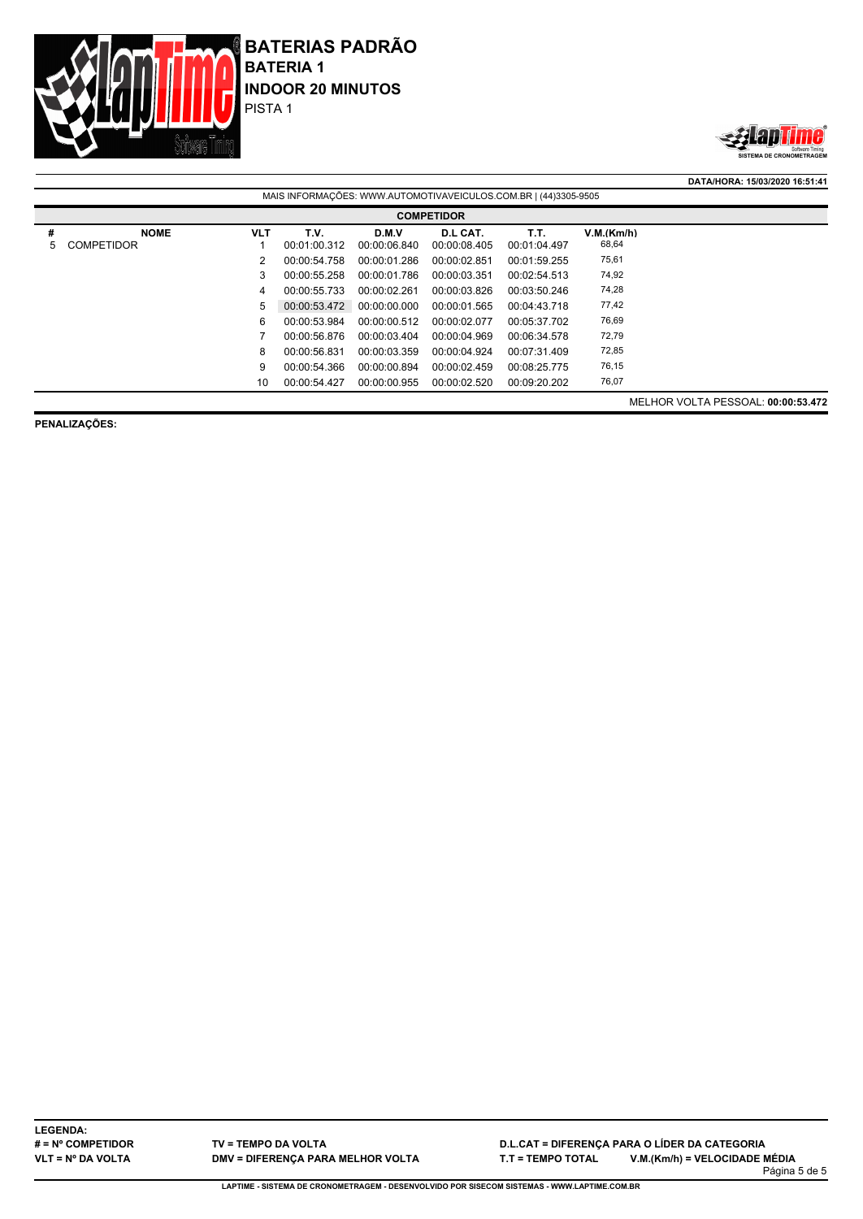# BATERIAS PADRÃO

## BATERIA 1

## INDOOR 20 MINUTOS

PISTA 1

**DATA/HORA: 15/03/2020 16:51:41**

MAIS INFORMAÇÕES: WWW.AUTOMOTIVAVEICULOS.COM.BR | (44)3305-9505

**COMPETIDOR**

| # | NOME | VLT | T.V. | D.M.V | D.L CAT. | T.T. | V.M.(Km/h) |
|---|---|---|---|---|---|---|---|
| 5 | COMPETIDOR | 1 | 00:01:00.312 | 00:00:06.840 | 00:00:08.405 | 00:01:04.497 | 68,64 |
| | | 2 | 00:00:54.758 | 00:00:01.286 | 00:00:02.851 | 00:01:59.255 | 75,61 |
| | | 3 | 00:00:55.258 | 00:00:01.786 | 00:00:03.351 | 00:02:54.513 | 74,92 |
| | | 4 | 00:00:55.733 | 00:00:02.261 | 00:00:03.826 | 00:03:50.246 | 74,28 |
| | | 5 | 00:00:53.472 | 00:00:00.000 | 00:00:01.565 | 00:04:43.718 | 77,42 |
| | | 6 | 00:00:53.984 | 00:00:00.512 | 00:00:02.077 | 00:05:37.702 | 76,69 |
| | | 7 | 00:00:56.876 | 00:00:03.404 | 00:00:04.969 | 00:06:34.578 | 72,79 |
| | | 8 | 00:00:56.831 | 00:00:03.359 | 00:00:04.924 | 00:07:31.409 | 72,85 |
| | | 9 | 00:00:54.366 | 00:00:00.894 | 00:00:02.459 | 00:08:25.775 | 76,15 |
| | | 10 | 00:00:54.427 | 00:00:00.955 | 00:00:02.520 | 00:09:20.202 | 76,07 |

MELHOR VOLTA PESSOAL: **00:00:53.472**

**PENALIZAÇÕES:**

**LEGENDA:**

**# = Nº COMPETIDOR**
**VLT = Nº DA VOLTA**
**TV = TEMPO DA VOLTA**
**DMV = DIFERENÇA PARA MELHOR VOLTA**
**D.L.CAT = DIFERENÇA PARA O LÍDER DA CATEGORIA**
**T.T = TEMPO TOTAL**
**V.M.(Km/h) = VELOCIDADE MÉDIA**

**LAPTIME - SISTEMA DE CRONOMETRAGEM - DESENVOLVIDO POR SISECOM SISTEMAS - WWW.LAPTIME.COM.BR**